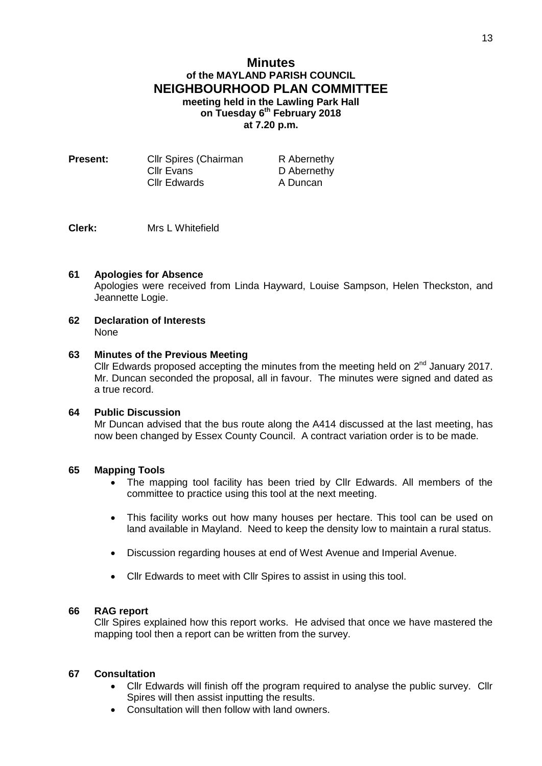# Minutes

## of the MAYLAND PARISH COUNCIL

## NEIGHBOURHOOD PLAN COMMITTEE

**meeting held in the Lawling Park Hall**
**on Tuesday 6th February 2018**
**at 7.20 p.m.**

**Present:** Cllr Spires (Chairman, Cllr Evans, Cllr Edwards, R Abernethy, D Abernethy, A Duncan

**Clerk:** Mrs L Whitefield

**61 Apologies for Absence**

Apologies were received from Linda Hayward, Louise Sampson, Helen Theckston, and Jeannette Logie.

**62 Declaration of Interests**

None

**63 Minutes of the Previous Meeting**

Cllr Edwards proposed accepting the minutes from the meeting held on 2nd January 2017. Mr. Duncan seconded the proposal, all in favour. The minutes were signed and dated as a true record.

**64 Public Discussion**

Mr Duncan advised that the bus route along the A414 discussed at the last meeting, has now been changed by Essex County Council. A contract variation order is to be made.

**65 Mapping Tools**

- The mapping tool facility has been tried by Cllr Edwards. All members of the committee to practice using this tool at the next meeting.
- This facility works out how many houses per hectare. This tool can be used on land available in Mayland. Need to keep the density low to maintain a rural status.
- Discussion regarding houses at end of West Avenue and Imperial Avenue.
- Cllr Edwards to meet with Cllr Spires to assist in using this tool.

**66 RAG report**

Cllr Spires explained how this report works. He advised that once we have mastered the mapping tool then a report can be written from the survey.

**67 Consultation**

- Cllr Edwards will finish off the program required to analyse the public survey. Cllr Spires will then assist inputting the results.
- Consultation will then follow with land owners.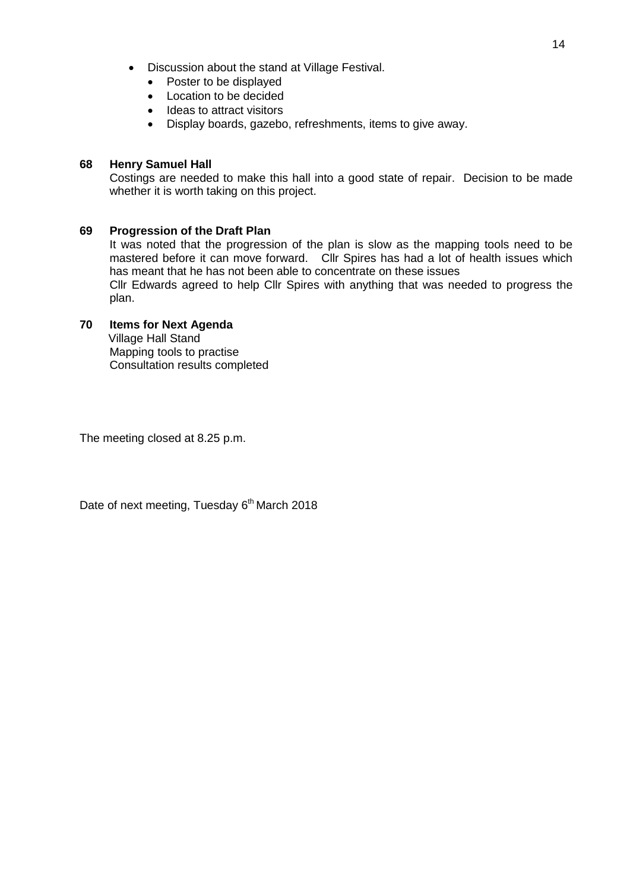- Discussion about the stand at Village Festival.
  - Poster to be displayed
  - Location to be decided
  - Ideas to attract visitors
  - Display boards, gazebo, refreshments, items to give away.

**68 Henry Samuel Hall**

Costings are needed to make this hall into a good state of repair. Decision to be made whether it is worth taking on this project.

**69 Progression of the Draft Plan**

It was noted that the progression of the plan is slow as the mapping tools need to be mastered before it can move forward. Cllr Spires has had a lot of health issues which has meant that he has not been able to concentrate on these issues

Cllr Edwards agreed to help Cllr Spires with anything that was needed to progress the plan.

**70 Items for Next Agenda**

Village Hall Stand
Mapping tools to practise
Consultation results completed

The meeting closed at 8.25 p.m.

Date of next meeting, Tuesday 6th March 2018